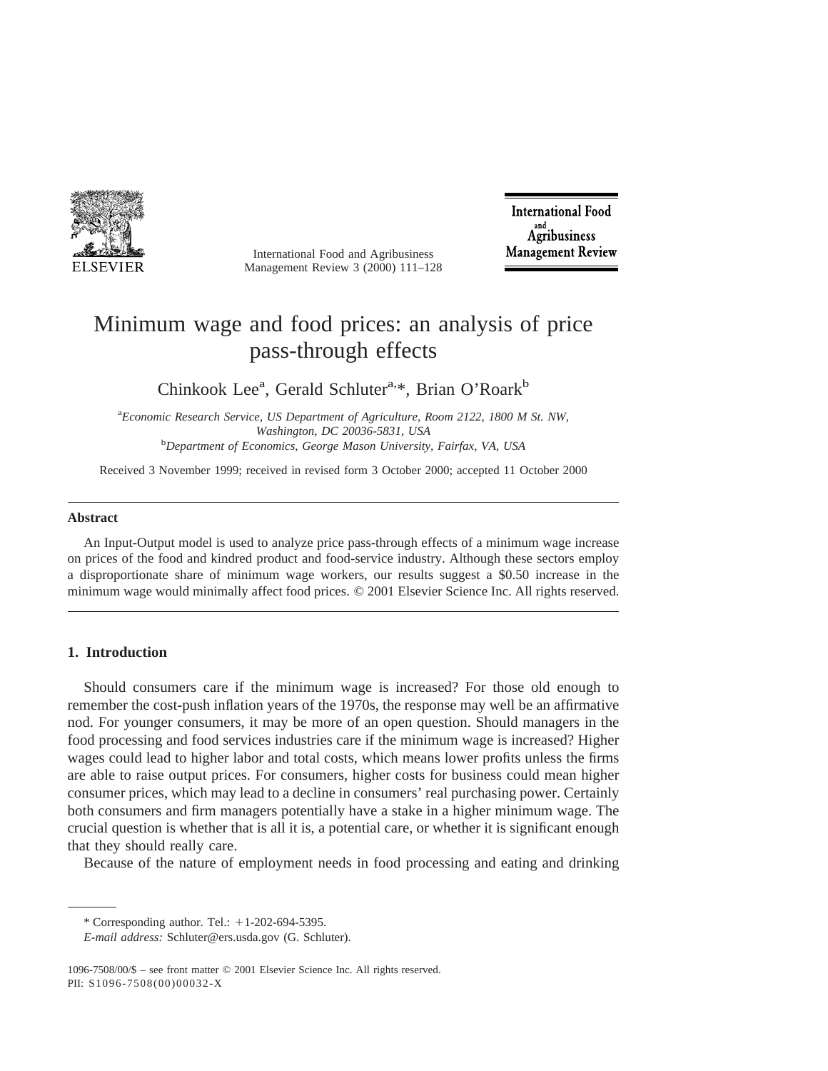# Minimum wage and food prices: an analysis of price pass-through effects

Chinkook Lee[a], Gerald Schluter[a,*], Brian O'Roark[b]

[a]*Economic Research Service, US Department of Agriculture, Room 2122, 1800 M St. NW, Washington, DC 20036-5831, USA*

[b]*Department of Economics, George Mason University, Fairfax, VA, USA*

Received 3 November 1999; received in revised form 3 October 2000; accepted 11 October 2000

## Abstract

An Input-Output model is used to analyze price pass-through effects of a minimum wage increase on prices of the food and kindred product and food-service industry. Although these sectors employ a disproportionate share of minimum wage workers, our results suggest a $0.50 increase in the minimum wage would minimally affect food prices. © 2001 Elsevier Science Inc. All rights reserved.

## 1. Introduction

Should consumers care if the minimum wage is increased? For those old enough to remember the cost-push inflation years of the 1970s, the response may well be an affirmative nod. For younger consumers, it may be more of an open question. Should managers in the food processing and food services industries care if the minimum wage is increased? Higher wages could lead to higher labor and total costs, which means lower profits unless the firms are able to raise output prices. For consumers, higher costs for business could mean higher consumer prices, which may lead to a decline in consumers' real purchasing power. Certainly both consumers and firm managers potentially have a stake in a higher minimum wage. The crucial question is whether that is all it is, a potential care, or whether it is significant enough that they should really care.

Because of the nature of employment needs in food processing and eating and drinking

---

\* Corresponding author. Tel.: +1-202-694-5395.

*E-mail address:* Schluter@ers.usda.gov (G. Schluter).

1096-7508/00/$ – see front matter © 2001 Elsevier Science Inc. All rights reserved.
PII: S1096-7508(00)00032-X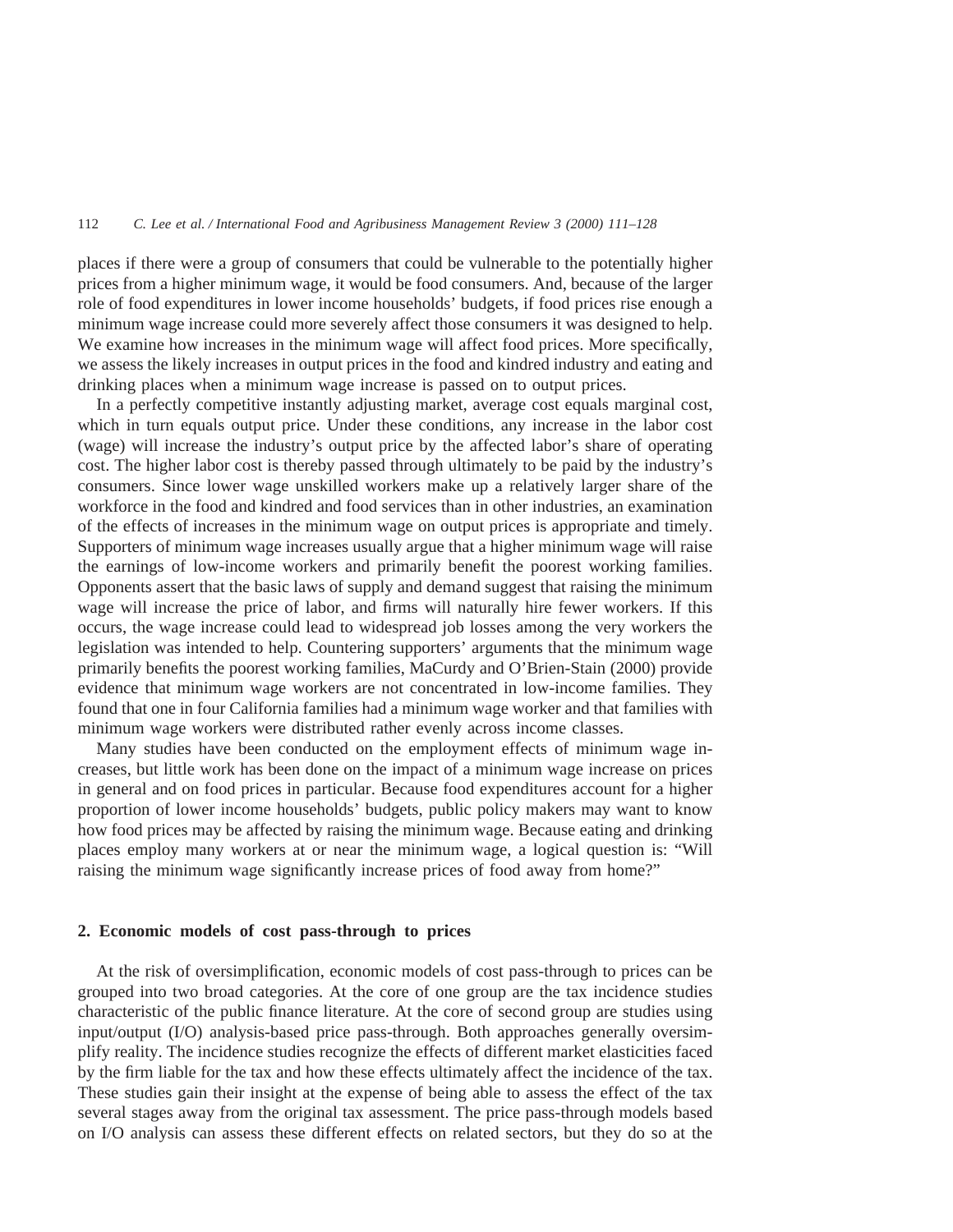places if there were a group of consumers that could be vulnerable to the potentially higher prices from a higher minimum wage, it would be food consumers. And, because of the larger role of food expenditures in lower income households' budgets, if food prices rise enough a minimum wage increase could more severely affect those consumers it was designed to help. We examine how increases in the minimum wage will affect food prices. More specifically, we assess the likely increases in output prices in the food and kindred industry and eating and drinking places when a minimum wage increase is passed on to output prices.

In a perfectly competitive instantly adjusting market, average cost equals marginal cost, which in turn equals output price. Under these conditions, any increase in the labor cost (wage) will increase the industry's output price by the affected labor's share of operating cost. The higher labor cost is thereby passed through ultimately to be paid by the industry's consumers. Since lower wage unskilled workers make up a relatively larger share of the workforce in the food and kindred and food services than in other industries, an examination of the effects of increases in the minimum wage on output prices is appropriate and timely. Supporters of minimum wage increases usually argue that a higher minimum wage will raise the earnings of low-income workers and primarily benefit the poorest working families. Opponents assert that the basic laws of supply and demand suggest that raising the minimum wage will increase the price of labor, and firms will naturally hire fewer workers. If this occurs, the wage increase could lead to widespread job losses among the very workers the legislation was intended to help. Countering supporters' arguments that the minimum wage primarily benefits the poorest working families, MaCurdy and O'Brien-Stain (2000) provide evidence that minimum wage workers are not concentrated in low-income families. They found that one in four California families had a minimum wage worker and that families with minimum wage workers were distributed rather evenly across income classes.

Many studies have been conducted on the employment effects of minimum wage increases, but little work has been done on the impact of a minimum wage increase on prices in general and on food prices in particular. Because food expenditures account for a higher proportion of lower income households' budgets, public policy makers may want to know how food prices may be affected by raising the minimum wage. Because eating and drinking places employ many workers at or near the minimum wage, a logical question is: "Will raising the minimum wage significantly increase prices of food away from home?"

## 2. Economic models of cost pass-through to prices

At the risk of oversimplification, economic models of cost pass-through to prices can be grouped into two broad categories. At the core of one group are the tax incidence studies characteristic of the public finance literature. At the core of second group are studies using input/output (I/O) analysis-based price pass-through. Both approaches generally oversimplify reality. The incidence studies recognize the effects of different market elasticities faced by the firm liable for the tax and how these effects ultimately affect the incidence of the tax. These studies gain their insight at the expense of being able to assess the effect of the tax several stages away from the original tax assessment. The price pass-through models based on I/O analysis can assess these different effects on related sectors, but they do so at the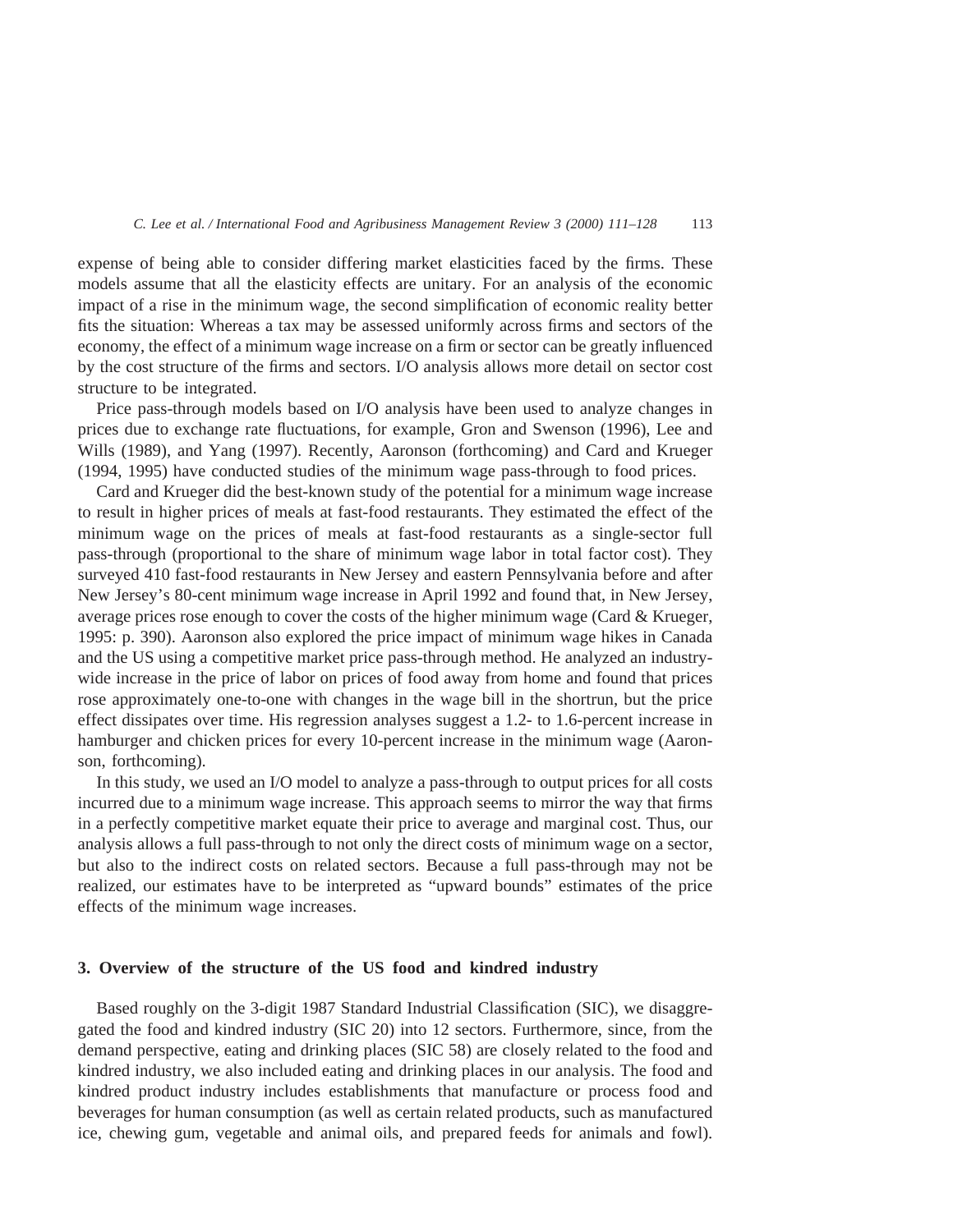expense of being able to consider differing market elasticities faced by the firms. These models assume that all the elasticity effects are unitary. For an analysis of the economic impact of a rise in the minimum wage, the second simplification of economic reality better fits the situation: Whereas a tax may be assessed uniformly across firms and sectors of the economy, the effect of a minimum wage increase on a firm or sector can be greatly influenced by the cost structure of the firms and sectors. I/O analysis allows more detail on sector cost structure to be integrated.

Price pass-through models based on I/O analysis have been used to analyze changes in prices due to exchange rate fluctuations, for example, Gron and Swenson (1996), Lee and Wills (1989), and Yang (1997). Recently, Aaronson (forthcoming) and Card and Krueger (1994, 1995) have conducted studies of the minimum wage pass-through to food prices.

Card and Krueger did the best-known study of the potential for a minimum wage increase to result in higher prices of meals at fast-food restaurants. They estimated the effect of the minimum wage on the prices of meals at fast-food restaurants as a single-sector full pass-through (proportional to the share of minimum wage labor in total factor cost). They surveyed 410 fast-food restaurants in New Jersey and eastern Pennsylvania before and after New Jersey's 80-cent minimum wage increase in April 1992 and found that, in New Jersey, average prices rose enough to cover the costs of the higher minimum wage (Card & Krueger, 1995: p. 390). Aaronson also explored the price impact of minimum wage hikes in Canada and the US using a competitive market price pass-through method. He analyzed an industry-wide increase in the price of labor on prices of food away from home and found that prices rose approximately one-to-one with changes in the wage bill in the shortrun, but the price effect dissipates over time. His regression analyses suggest a 1.2- to 1.6-percent increase in hamburger and chicken prices for every 10-percent increase in the minimum wage (Aaronson, forthcoming).

In this study, we used an I/O model to analyze a pass-through to output prices for all costs incurred due to a minimum wage increase. This approach seems to mirror the way that firms in a perfectly competitive market equate their price to average and marginal cost. Thus, our analysis allows a full pass-through to not only the direct costs of minimum wage on a sector, but also to the indirect costs on related sectors. Because a full pass-through may not be realized, our estimates have to be interpreted as "upward bounds" estimates of the price effects of the minimum wage increases.

## 3. Overview of the structure of the US food and kindred industry

Based roughly on the 3-digit 1987 Standard Industrial Classification (SIC), we disaggregated the food and kindred industry (SIC 20) into 12 sectors. Furthermore, since, from the demand perspective, eating and drinking places (SIC 58) are closely related to the food and kindred industry, we also included eating and drinking places in our analysis. The food and kindred product industry includes establishments that manufacture or process food and beverages for human consumption (as well as certain related products, such as manufactured ice, chewing gum, vegetable and animal oils, and prepared feeds for animals and fowl).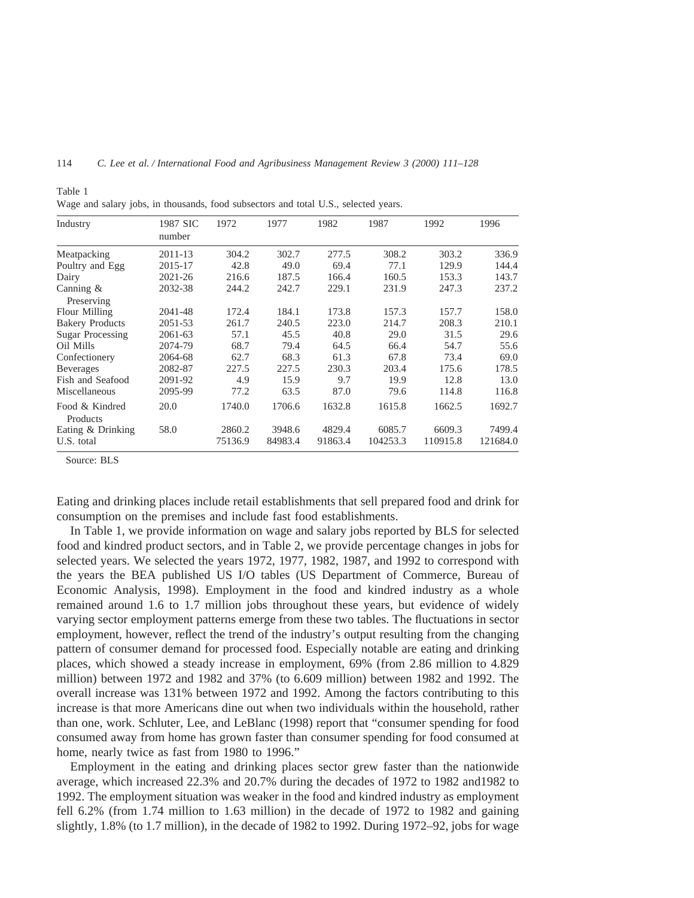Table 1
Wage and salary jobs, in thousands, food subsectors and total U.S., selected years.

| Industry | 1987 SIC number | 1972 | 1977 | 1982 | 1987 | 1992 | 1996 |
|---|---|---|---|---|---|---|---|
| Meatpacking | 2011-13 | 304.2 | 302.7 | 277.5 | 308.2 | 303.2 | 336.9 |
| Poultry and Egg | 2015-17 | 42.8 | 49.0 | 69.4 | 77.1 | 129.9 | 144.4 |
| Dairy | 2021-26 | 216.6 | 187.5 | 166.4 | 160.5 | 153.3 | 143.7 |
| Canning & Preserving | 2032-38 | 244.2 | 242.7 | 229.1 | 231.9 | 247.3 | 237.2 |
| Flour Milling | 2041-48 | 172.4 | 184.1 | 173.8 | 157.3 | 157.7 | 158.0 |
| Bakery Products | 2051-53 | 261.7 | 240.5 | 223.0 | 214.7 | 208.3 | 210.1 |
| Sugar Processing | 2061-63 | 57.1 | 45.5 | 40.8 | 29.0 | 31.5 | 29.6 |
| Oil Mills | 2074-79 | 68.7 | 79.4 | 64.5 | 66.4 | 54.7 | 55.6 |
| Confectionery | 2064-68 | 62.7 | 68.3 | 61.3 | 67.8 | 73.4 | 69.0 |
| Beverages | 2082-87 | 227.5 | 227.5 | 230.3 | 203.4 | 175.6 | 178.5 |
| Fish and Seafood | 2091-92 | 4.9 | 15.9 | 9.7 | 19.9 | 12.8 | 13.0 |
| Miscellaneous | 2095-99 | 77.2 | 63.5 | 87.0 | 79.6 | 114.8 | 116.8 |
| Food & Kindred Products | 20.0 | 1740.0 | 1706.6 | 1632.8 | 1615.8 | 1662.5 | 1692.7 |
| Eating & Drinking | 58.0 | 2860.2 | 3948.6 | 4829.4 | 6085.7 | 6609.3 | 7499.4 |
| U.S. total | | 75136.9 | 84983.4 | 91863.4 | 104253.3 | 110915.8 | 121684.0 |

Source: BLS

Eating and drinking places include retail establishments that sell prepared food and drink for consumption on the premises and include fast food establishments.

In Table 1, we provide information on wage and salary jobs reported by BLS for selected food and kindred product sectors, and in Table 2, we provide percentage changes in jobs for selected years. We selected the years 1972, 1977, 1982, 1987, and 1992 to correspond with the years the BEA published US I/O tables (US Department of Commerce, Bureau of Economic Analysis, 1998). Employment in the food and kindred industry as a whole remained around 1.6 to 1.7 million jobs throughout these years, but evidence of widely varying sector employment patterns emerge from these two tables. The fluctuations in sector employment, however, reflect the trend of the industry's output resulting from the changing pattern of consumer demand for processed food. Especially notable are eating and drinking places, which showed a steady increase in employment, 69% (from 2.86 million to 4.829 million) between 1972 and 1982 and 37% (to 6.609 million) between 1982 and 1992. The overall increase was 131% between 1972 and 1992. Among the factors contributing to this increase is that more Americans dine out when two individuals within the household, rather than one, work. Schluter, Lee, and LeBlanc (1998) report that "consumer spending for food consumed away from home has grown faster than consumer spending for food consumed at home, nearly twice as fast from 1980 to 1996."

Employment in the eating and drinking places sector grew faster than the nationwide average, which increased 22.3% and 20.7% during the decades of 1972 to 1982 and1982 to 1992. The employment situation was weaker in the food and kindred industry as employment fell 6.2% (from 1.74 million to 1.63 million) in the decade of 1972 to 1982 and gaining slightly, 1.8% (to 1.7 million), in the decade of 1982 to 1992. During 1972–92, jobs for wage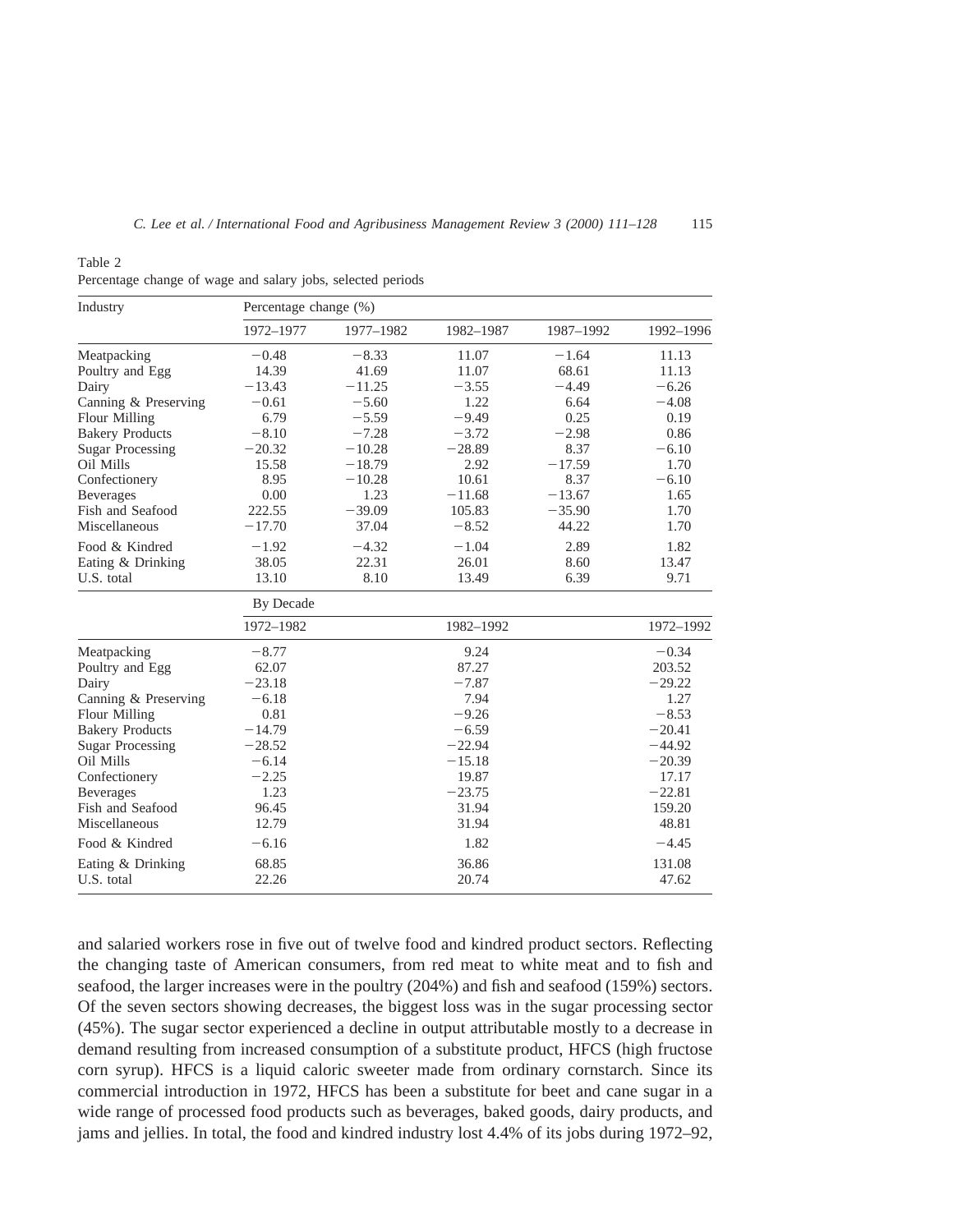Table 2
Percentage change of wage and salary jobs, selected periods

| Industry | Percentage change (%) | | | | |
|---|---|---|---|---|---|
| | 1972–1977 | 1977–1982 | 1982–1987 | 1987–1992 | 1992–1996 |
| Meatpacking | −0.48 | −8.33 | 11.07 | −1.64 | 11.13 |
| Poultry and Egg | 14.39 | 41.69 | 11.07 | 68.61 | 11.13 |
| Dairy | −13.43 | −11.25 | −3.55 | −4.49 | −6.26 |
| Canning & Preserving | −0.61 | −5.60 | 1.22 | 6.64 | −4.08 |
| Flour Milling | 6.79 | −5.59 | −9.49 | 0.25 | 0.19 |
| Bakery Products | −8.10 | −7.28 | −3.72 | −2.98 | 0.86 |
| Sugar Processing | −20.32 | −10.28 | −28.89 | 8.37 | −6.10 |
| Oil Mills | 15.58 | −18.79 | 2.92 | −17.59 | 1.70 |
| Confectionery | 8.95 | −10.28 | 10.61 | 8.37 | −6.10 |
| Beverages | 0.00 | 1.23 | −11.68 | −13.67 | 1.65 |
| Fish and Seafood | 222.55 | −39.09 | 105.83 | −35.90 | 1.70 |
| Miscellaneous | −17.70 | 37.04 | −8.52 | 44.22 | 1.70 |
| Food & Kindred | −1.92 | −4.32 | −1.04 | 2.89 | 1.82 |
| Eating & Drinking | 38.05 | 22.31 | 26.01 | 8.60 | 13.47 |
| U.S. total | 13.10 | 8.10 | 13.49 | 6.39 | 9.71 |

| | By Decade | | |
|---|---|---|---|
| | 1972–1982 | 1982–1992 | 1972–1992 |
| Meatpacking | −8.77 | 9.24 | −0.34 |
| Poultry and Egg | 62.07 | 87.27 | 203.52 |
| Dairy | −23.18 | −7.87 | −29.22 |
| Canning & Preserving | −6.18 | 7.94 | 1.27 |
| Flour Milling | 0.81 | −9.26 | −8.53 |
| Bakery Products | −14.79 | −6.59 | −20.41 |
| Sugar Processing | −28.52 | −22.94 | −44.92 |
| Oil Mills | −6.14 | −15.18 | −20.39 |
| Confectionery | −2.25 | 19.87 | 17.17 |
| Beverages | 1.23 | −23.75 | −22.81 |
| Fish and Seafood | 96.45 | 31.94 | 159.20 |
| Miscellaneous | 12.79 | 31.94 | 48.81 |
| Food & Kindred | −6.16 | 1.82 | −4.45 |
| Eating & Drinking | 68.85 | 36.86 | 131.08 |
| U.S. total | 22.26 | 20.74 | 47.62 |

and salaried workers rose in five out of twelve food and kindred product sectors. Reflecting the changing taste of American consumers, from red meat to white meat and to fish and seafood, the larger increases were in the poultry (204%) and fish and seafood (159%) sectors. Of the seven sectors showing decreases, the biggest loss was in the sugar processing sector (45%). The sugar sector experienced a decline in output attributable mostly to a decrease in demand resulting from increased consumption of a substitute product, HFCS (high fructose corn syrup). HFCS is a liquid caloric sweeter made from ordinary cornstarch. Since its commercial introduction in 1972, HFCS has been a substitute for beet and cane sugar in a wide range of processed food products such as beverages, baked goods, dairy products, and jams and jellies. In total, the food and kindred industry lost 4.4% of its jobs during 1972–92,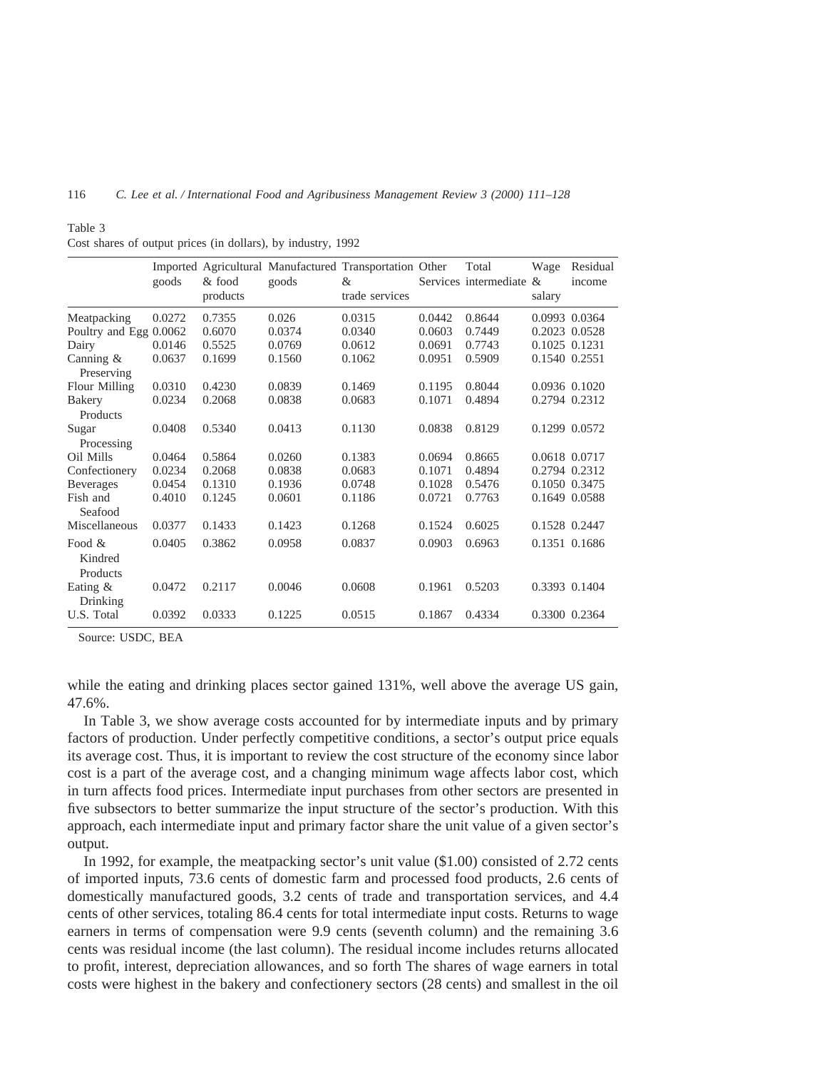Table 3
Cost shares of output prices (in dollars), by industry, 1992

| | Imported goods | Agricultural & food products | Manufactured goods | Transportation & trade services | Other Services | Total intermediate | Wage & salary | Residual income |
|---|---|---|---|---|---|---|---|---|
| Meatpacking | 0.0272 | 0.7355 | 0.026 | 0.0315 | 0.0442 | 0.8644 | 0.0993 | 0.0364 |
| Poultry and Egg | 0.0062 | 0.6070 | 0.0374 | 0.0340 | 0.0603 | 0.7449 | 0.2023 | 0.0528 |
| Dairy | 0.0146 | 0.5525 | 0.0769 | 0.0612 | 0.0691 | 0.7743 | 0.1025 | 0.1231 |
| Canning & Preserving | 0.0637 | 0.1699 | 0.1560 | 0.1062 | 0.0951 | 0.5909 | 0.1540 | 0.2551 |
| Flour Milling | 0.0310 | 0.4230 | 0.0839 | 0.1469 | 0.1195 | 0.8044 | 0.0936 | 0.1020 |
| Bakery Products | 0.0234 | 0.2068 | 0.0838 | 0.0683 | 0.1071 | 0.4894 | 0.2794 | 0.2312 |
| Sugar Processing | 0.0408 | 0.5340 | 0.0413 | 0.1130 | 0.0838 | 0.8129 | 0.1299 | 0.0572 |
| Oil Mills | 0.0464 | 0.5864 | 0.0260 | 0.1383 | 0.0694 | 0.8665 | 0.0618 | 0.0717 |
| Confectionery | 0.0234 | 0.2068 | 0.0838 | 0.0683 | 0.1071 | 0.4894 | 0.2794 | 0.2312 |
| Beverages | 0.0454 | 0.1310 | 0.1936 | 0.0748 | 0.1028 | 0.5476 | 0.1050 | 0.3475 |
| Fish and Seafood | 0.4010 | 0.1245 | 0.0601 | 0.1186 | 0.0721 | 0.7763 | 0.1649 | 0.0588 |
| Miscellaneous | 0.0377 | 0.1433 | 0.1423 | 0.1268 | 0.1524 | 0.6025 | 0.1528 | 0.2447 |
| Food & Kindred Products | 0.0405 | 0.3862 | 0.0958 | 0.0837 | 0.0903 | 0.6963 | 0.1351 | 0.1686 |
| Eating & Drinking | 0.0472 | 0.2117 | 0.0046 | 0.0608 | 0.1961 | 0.5203 | 0.3393 | 0.1404 |
| U.S. Total | 0.0392 | 0.0333 | 0.1225 | 0.0515 | 0.1867 | 0.4334 | 0.3300 | 0.2364 |

Source: USDC, BEA

while the eating and drinking places sector gained 131%, well above the average US gain, 47.6%.

In Table 3, we show average costs accounted for by intermediate inputs and by primary factors of production. Under perfectly competitive conditions, a sector's output price equals its average cost. Thus, it is important to review the cost structure of the economy since labor cost is a part of the average cost, and a changing minimum wage affects labor cost, which in turn affects food prices. Intermediate input purchases from other sectors are presented in five subsectors to better summarize the input structure of the sector's production. With this approach, each intermediate input and primary factor share the unit value of a given sector's output.

In 1992, for example, the meatpacking sector's unit value ($1.00) consisted of 2.72 cents of imported inputs, 73.6 cents of domestic farm and processed food products, 2.6 cents of domestically manufactured goods, 3.2 cents of trade and transportation services, and 4.4 cents of other services, totaling 86.4 cents for total intermediate input costs. Returns to wage earners in terms of compensation were 9.9 cents (seventh column) and the remaining 3.6 cents was residual income (the last column). The residual income includes returns allocated to profit, interest, depreciation allowances, and so forth The shares of wage earners in total costs were highest in the bakery and confectionery sectors (28 cents) and smallest in the oil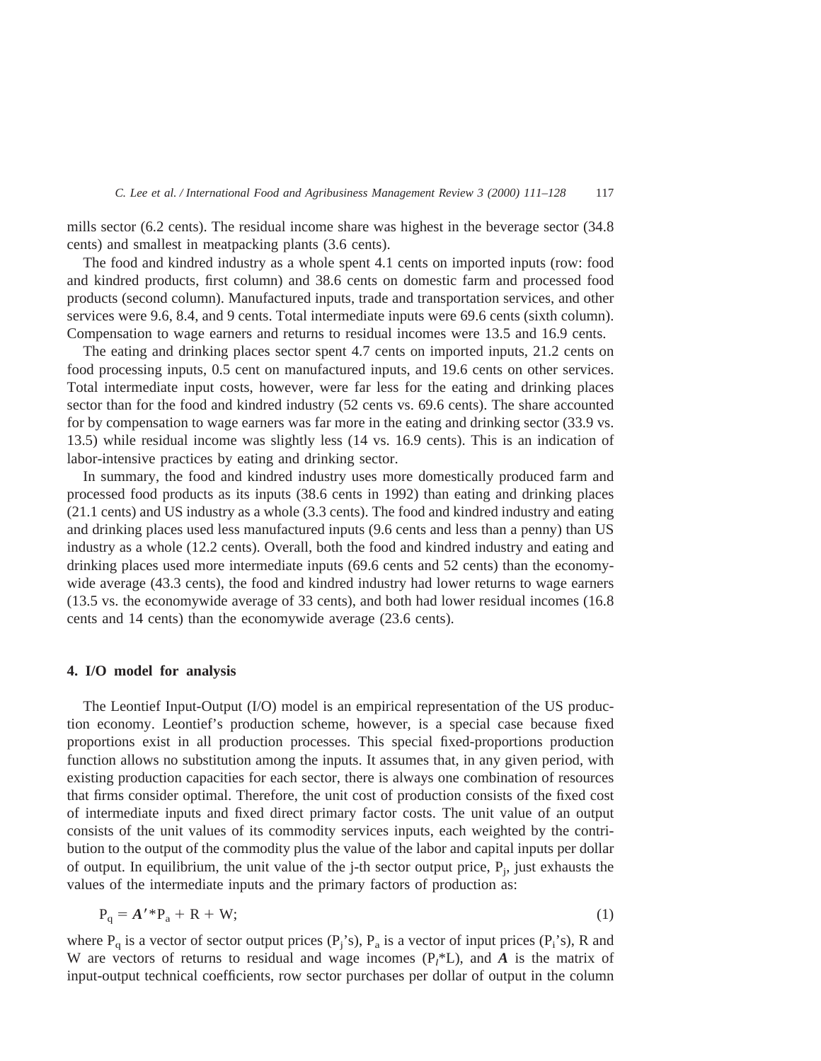mills sector (6.2 cents). The residual income share was highest in the beverage sector (34.8 cents) and smallest in meatpacking plants (3.6 cents).

The food and kindred industry as a whole spent 4.1 cents on imported inputs (row: food and kindred products, first column) and 38.6 cents on domestic farm and processed food products (second column). Manufactured inputs, trade and transportation services, and other services were 9.6, 8.4, and 9 cents. Total intermediate inputs were 69.6 cents (sixth column). Compensation to wage earners and returns to residual incomes were 13.5 and 16.9 cents.

The eating and drinking places sector spent 4.7 cents on imported inputs, 21.2 cents on food processing inputs, 0.5 cent on manufactured inputs, and 19.6 cents on other services. Total intermediate input costs, however, were far less for the eating and drinking places sector than for the food and kindred industry (52 cents vs. 69.6 cents). The share accounted for by compensation to wage earners was far more in the eating and drinking sector (33.9 vs. 13.5) while residual income was slightly less (14 vs. 16.9 cents). This is an indication of labor-intensive practices by eating and drinking sector.

In summary, the food and kindred industry uses more domestically produced farm and processed food products as its inputs (38.6 cents in 1992) than eating and drinking places (21.1 cents) and US industry as a whole (3.3 cents). The food and kindred industry and eating and drinking places used less manufactured inputs (9.6 cents and less than a penny) than US industry as a whole (12.2 cents). Overall, both the food and kindred industry and eating and drinking places used more intermediate inputs (69.6 cents and 52 cents) than the economy-wide average (43.3 cents), the food and kindred industry had lower returns to wage earners (13.5 vs. the economywide average of 33 cents), and both had lower residual incomes (16.8 cents and 14 cents) than the economywide average (23.6 cents).

## 4. I/O model for analysis

The Leontief Input-Output (I/O) model is an empirical representation of the US production economy. Leontief's production scheme, however, is a special case because fixed proportions exist in all production processes. This special fixed-proportions production function allows no substitution among the inputs. It assumes that, in any given period, with existing production capacities for each sector, there is always one combination of resources that firms consider optimal. Therefore, the unit cost of production consists of the fixed cost of intermediate inputs and fixed direct primary factor costs. The unit value of an output consists of the unit values of its commodity services inputs, each weighted by the contribution to the output of the commodity plus the value of the labor and capital inputs per dollar of output. In equilibrium, the unit value of the j-th sector output price, $P_j$, just exhausts the values of the intermediate inputs and the primary factors of production as:

$$P_q = \boldsymbol{A}' * P_a + R + W; \tag{1}$$

where $P_q$ is a vector of sector output prices ($P_j$'s), $P_a$ is a vector of input prices ($P_i$'s), R and W are vectors of returns to residual and wage incomes ($P_l$*L), and $\boldsymbol{A}$ is the matrix of input-output technical coefficients, row sector purchases per dollar of output in the column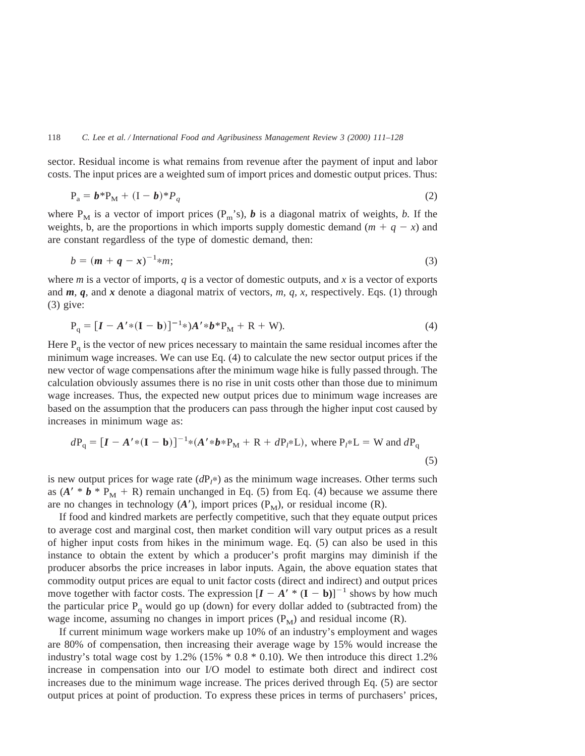sector. Residual income is what remains from revenue after the payment of input and labor costs. The input prices are a weighted sum of import prices and domestic output prices. Thus:

$$\mathrm{P_a} = \boldsymbol{b}^*\mathrm{P_M} + (\mathrm{I} - \boldsymbol{b})^*P_q \tag{2}$$

where $\mathrm{P_M}$ is a vector of import prices ($\mathrm{P_m}$'s), $\boldsymbol{b}$ is a diagonal matrix of weights, $b$. If the weights, b, are the proportions in which imports supply domestic demand ($m + q - x$) and are constant regardless of the type of domestic demand, then:

$$b = (\boldsymbol{m} + \boldsymbol{q} - \boldsymbol{x})^{-1} * m; \tag{3}$$

where $m$ is a vector of imports, $q$ is a vector of domestic outputs, and $x$ is a vector of exports and $\boldsymbol{m}$, $\boldsymbol{q}$, and $\boldsymbol{x}$ denote a diagonal matrix of vectors, $m$, $q$, $x$, respectively. Eqs. (1) through (3) give:

$$\mathrm{P_q} = [\boldsymbol{I} - \boldsymbol{A'} * (\mathbf{I} - \mathbf{b})]^{-1} *)\boldsymbol{A'} * \boldsymbol{b}^* \mathrm{P_M} + \mathrm{R} + \mathrm{W}). \tag{4}$$

Here $\mathrm{P_q}$ is the vector of new prices necessary to maintain the same residual incomes after the minimum wage increases. We can use Eq. (4) to calculate the new sector output prices if the new vector of wage compensations after the minimum wage hike is fully passed through. The calculation obviously assumes there is no rise in unit costs other than those due to minimum wage increases. Thus, the expected new output prices due to minimum wage increases are based on the assumption that the producers can pass through the higher input cost caused by increases in minimum wage as:

$$d\mathrm{P_q} = [\boldsymbol{I} - \boldsymbol{A'} * (\mathbf{I} - \mathbf{b})]^{-1} * (\boldsymbol{A'} * \boldsymbol{b} * \mathrm{P_M} + \mathrm{R} + d\mathrm{P}_l * \mathrm{L}), \text{ where } \mathrm{P}_l * \mathrm{L} = \mathrm{W} \text{ and } d\mathrm{P_q} \tag{5}$$

is new output prices for wage rate ($d\mathrm{P}_l*$) as the minimum wage increases. Other terms such as ($\boldsymbol{A'} * \boldsymbol{b} * \mathrm{P_M} + \mathrm{R}$) remain unchanged in Eq. (5) from Eq. (4) because we assume there are no changes in technology ($\boldsymbol{A'}$), import prices ($\mathrm{P_M}$), or residual income (R).

If food and kindred markets are perfectly competitive, such that they equate output prices to average cost and marginal cost, then market condition will vary output prices as a result of higher input costs from hikes in the minimum wage. Eq. (5) can also be used in this instance to obtain the extent by which a producer's profit margins may diminish if the producer absorbs the price increases in labor inputs. Again, the above equation states that commodity output prices are equal to unit factor costs (direct and indirect) and output prices move together with factor costs. The expression $[\boldsymbol{I} - \boldsymbol{A'} * (\mathbf{I} - \mathbf{b})]^{-1}$ shows by how much the particular price $\mathrm{P_q}$ would go up (down) for every dollar added to (subtracted from) the wage income, assuming no changes in import prices ($\mathrm{P_M}$) and residual income (R).

If current minimum wage workers make up 10% of an industry's employment and wages are 80% of compensation, then increasing their average wage by 15% would increase the industry's total wage cost by 1.2% (15% * 0.8 * 0.10). We then introduce this direct 1.2% increase in compensation into our I/O model to estimate both direct and indirect cost increases due to the minimum wage increase. The prices derived through Eq. (5) are sector output prices at point of production. To express these prices in terms of purchasers' prices,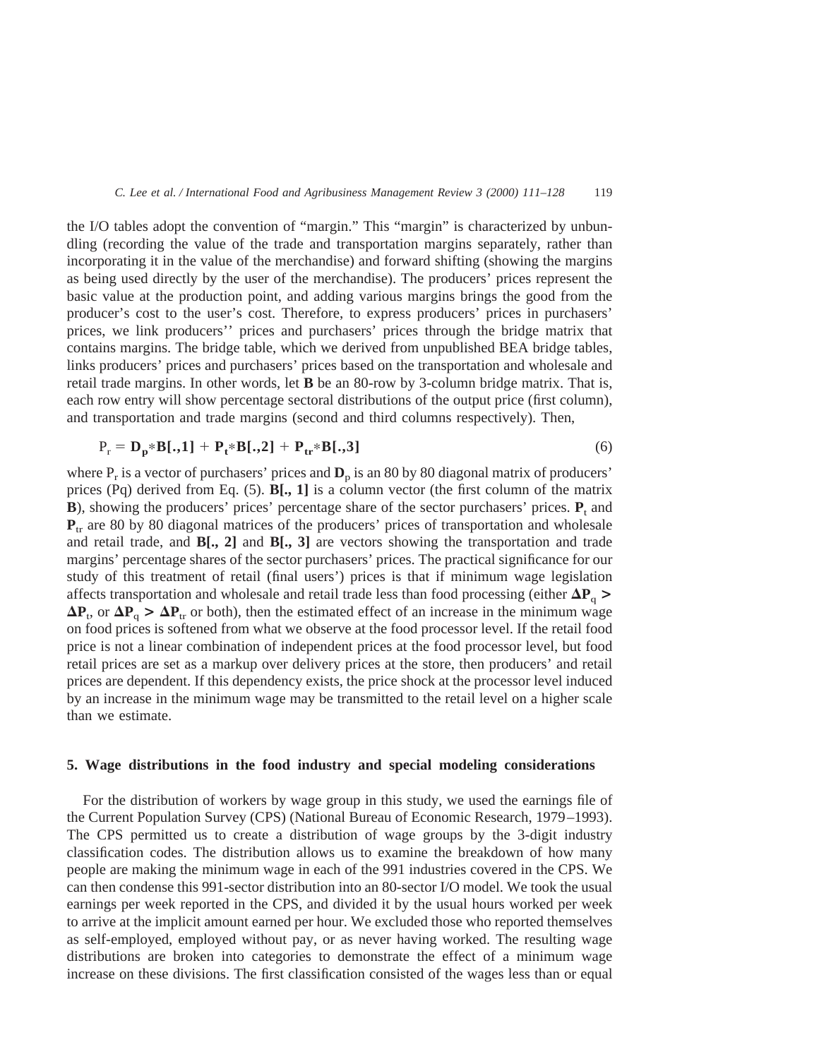the I/O tables adopt the convention of "margin." This "margin" is characterized by unbundling (recording the value of the trade and transportation margins separately, rather than incorporating it in the value of the merchandise) and forward shifting (showing the margins as being used directly by the user of the merchandise). The producers' prices represent the basic value at the production point, and adding various margins brings the good from the producer's cost to the user's cost. Therefore, to express producers' prices in purchasers' prices, we link producers'' prices and purchasers' prices through the bridge matrix that contains margins. The bridge table, which we derived from unpublished BEA bridge tables, links producers' prices and purchasers' prices based on the transportation and wholesale and retail trade margins. In other words, let **B** be an 80-row by 3-column bridge matrix. That is, each row entry will show percentage sectoral distributions of the output price (first column), and transportation and trade margins (second and third columns respectively). Then,

$$\mathrm{P_r} = \mathbf{D_p}{*}\mathbf{B[.,1]} + \mathbf{P_t}{*}\mathbf{B[.,2]} + \mathbf{P_{tr}}{*}\mathbf{B[.,3]} \tag{6}$$

where $\mathrm{P_r}$ is a vector of purchasers' prices and $\mathbf{D}_p$ is an 80 by 80 diagonal matrix of producers' prices (Pq) derived from Eq. (5). **B[., 1]** is a column vector (the first column of the matrix **B**), showing the producers' prices' percentage share of the sector purchasers' prices. $\mathbf{P}_t$ and $\mathbf{P}_{tr}$ are 80 by 80 diagonal matrices of the producers' prices of transportation and wholesale and retail trade, and **B[., 2]** and **B[., 3]** are vectors showing the transportation and trade margins' percentage shares of the sector purchasers' prices. The practical significance for our study of this treatment of retail (final users') prices is that if minimum wage legislation affects transportation and wholesale and retail trade less than food processing (either $\mathbf{\Delta P}_q > \mathbf{\Delta P}_t$, or $\mathbf{\Delta P}_q > \mathbf{\Delta P}_{tr}$ or both), then the estimated effect of an increase in the minimum wage on food prices is softened from what we observe at the food processor level. If the retail food price is not a linear combination of independent prices at the food processor level, but food retail prices are set as a markup over delivery prices at the store, then producers' and retail prices are dependent. If this dependency exists, the price shock at the processor level induced by an increase in the minimum wage may be transmitted to the retail level on a higher scale than we estimate.

## 5. Wage distributions in the food industry and special modeling considerations

For the distribution of workers by wage group in this study, we used the earnings file of the Current Population Survey (CPS) (National Bureau of Economic Research, 1979–1993). The CPS permitted us to create a distribution of wage groups by the 3-digit industry classification codes. The distribution allows us to examine the breakdown of how many people are making the minimum wage in each of the 991 industries covered in the CPS. We can then condense this 991-sector distribution into an 80-sector I/O model. We took the usual earnings per week reported in the CPS, and divided it by the usual hours worked per week to arrive at the implicit amount earned per hour. We excluded those who reported themselves as self-employed, employed without pay, or as never having worked. The resulting wage distributions are broken into categories to demonstrate the effect of a minimum wage increase on these divisions. The first classification consisted of the wages less than or equal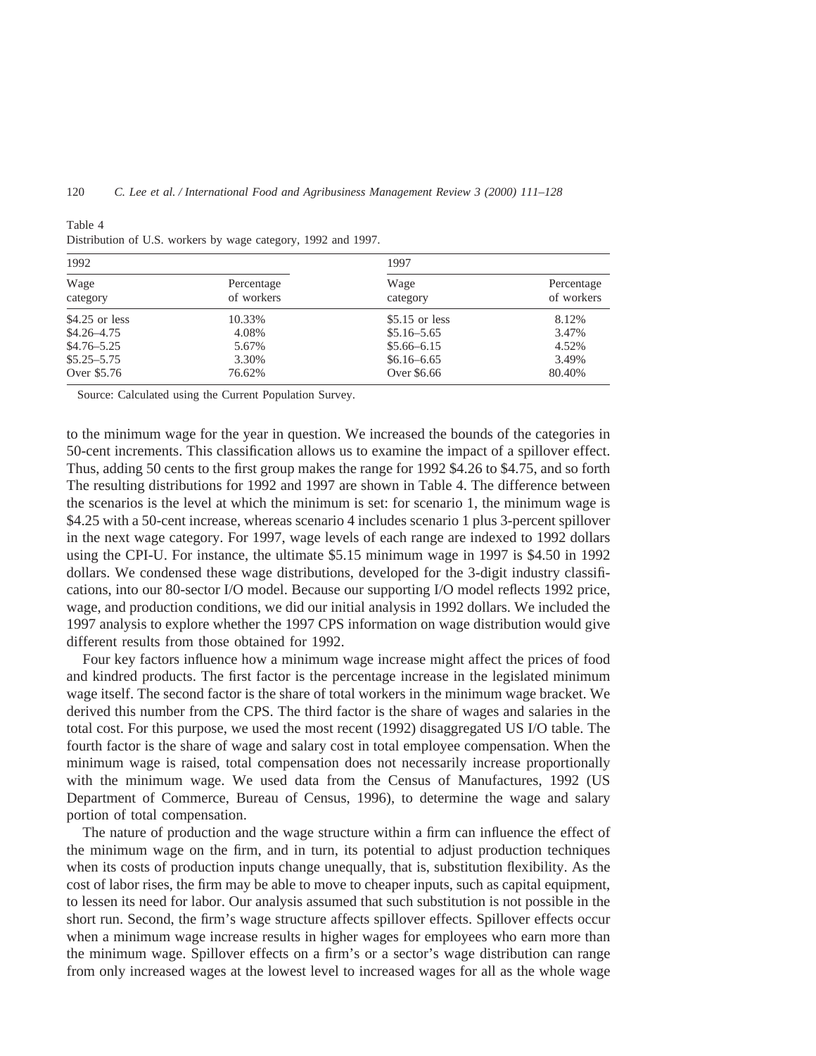Table 4
Distribution of U.S. workers by wage category, 1992 and 1997.

| 1992 | | 1997 | |
|---|---|---|---|
| Wage category | Percentage of workers | Wage category | Percentage of workers |
| $4.25 or less | 10.33% | $5.15 or less | 8.12% |
| $4.26–4.75 | 4.08% | $5.16–5.65 | 3.47% |
| $4.76–5.25 | 5.67% | $5.66–6.15 | 4.52% |
| $5.25–5.75 | 3.30% | $6.16–6.65 | 3.49% |
| Over $5.76 | 76.62% | Over $6.66 | 80.40% |

Source: Calculated using the Current Population Survey.

to the minimum wage for the year in question. We increased the bounds of the categories in 50-cent increments. This classification allows us to examine the impact of a spillover effect. Thus, adding 50 cents to the first group makes the range for 1992 $4.26 to $4.75, and so forth The resulting distributions for 1992 and 1997 are shown in Table 4. The difference between the scenarios is the level at which the minimum is set: for scenario 1, the minimum wage is $4.25 with a 50-cent increase, whereas scenario 4 includes scenario 1 plus 3-percent spillover in the next wage category. For 1997, wage levels of each range are indexed to 1992 dollars using the CPI-U. For instance, the ultimate $5.15 minimum wage in 1997 is $4.50 in 1992 dollars. We condensed these wage distributions, developed for the 3-digit industry classifications, into our 80-sector I/O model. Because our supporting I/O model reflects 1992 price, wage, and production conditions, we did our initial analysis in 1992 dollars. We included the 1997 analysis to explore whether the 1997 CPS information on wage distribution would give different results from those obtained for 1992.

Four key factors influence how a minimum wage increase might affect the prices of food and kindred products. The first factor is the percentage increase in the legislated minimum wage itself. The second factor is the share of total workers in the minimum wage bracket. We derived this number from the CPS. The third factor is the share of wages and salaries in the total cost. For this purpose, we used the most recent (1992) disaggregated US I/O table. The fourth factor is the share of wage and salary cost in total employee compensation. When the minimum wage is raised, total compensation does not necessarily increase proportionally with the minimum wage. We used data from the Census of Manufactures, 1992 (US Department of Commerce, Bureau of Census, 1996), to determine the wage and salary portion of total compensation.

The nature of production and the wage structure within a firm can influence the effect of the minimum wage on the firm, and in turn, its potential to adjust production techniques when its costs of production inputs change unequally, that is, substitution flexibility. As the cost of labor rises, the firm may be able to move to cheaper inputs, such as capital equipment, to lessen its need for labor. Our analysis assumed that such substitution is not possible in the short run. Second, the firm's wage structure affects spillover effects. Spillover effects occur when a minimum wage increase results in higher wages for employees who earn more than the minimum wage. Spillover effects on a firm's or a sector's wage distribution can range from only increased wages at the lowest level to increased wages for all as the whole wage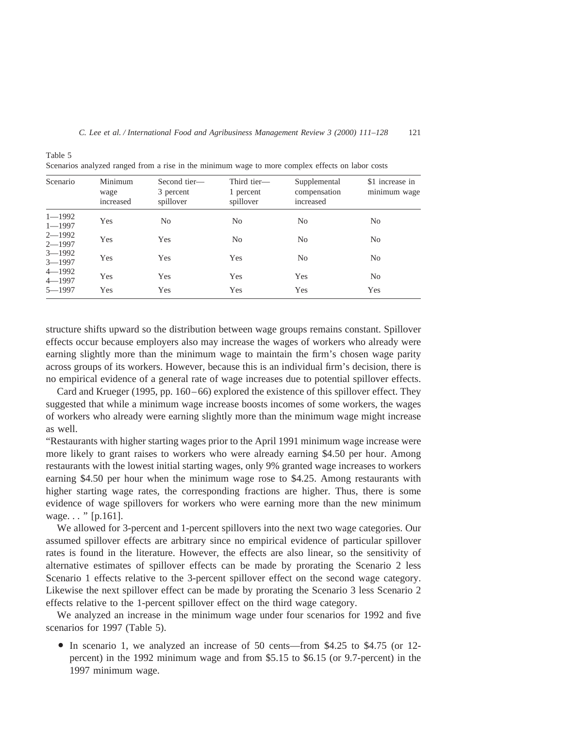Table 5
Scenarios analyzed ranged from a rise in the minimum wage to more complex effects on labor costs

| Scenario | Minimum wage increased | Second tier—3 percent spillover | Third tier—1 percent spillover | Supplemental compensation increased | \$1 increase in minimum wage |
|---|---|---|---|---|---|
| 1—1992<br>1—1997 | Yes | No | No | No | No |
| 2—1992<br>2—1997 | Yes | Yes | No | No | No |
| 3—1992<br>3—1997 | Yes | Yes | Yes | No | No |
| 4—1992<br>4—1997 | Yes | Yes | Yes | Yes | No |
| 5—1997 | Yes | Yes | Yes | Yes | Yes |

structure shifts upward so the distribution between wage groups remains constant. Spillover effects occur because employers also may increase the wages of workers who already were earning slightly more than the minimum wage to maintain the firm's chosen wage parity across groups of its workers. However, because this is an individual firm's decision, there is no empirical evidence of a general rate of wage increases due to potential spillover effects.

Card and Krueger (1995, pp. 160–66) explored the existence of this spillover effect. They suggested that while a minimum wage increase boosts incomes of some workers, the wages of workers who already were earning slightly more than the minimum wage might increase as well.

"Restaurants with higher starting wages prior to the April 1991 minimum wage increase were more likely to grant raises to workers who were already earning \$4.50 per hour. Among restaurants with the lowest initial starting wages, only 9% granted wage increases to workers earning \$4.50 per hour when the minimum wage rose to \$4.25. Among restaurants with higher starting wage rates, the corresponding fractions are higher. Thus, there is some evidence of wage spillovers for workers who were earning more than the new minimum wage. . . " [p.161].

We allowed for 3-percent and 1-percent spillovers into the next two wage categories. Our assumed spillover effects are arbitrary since no empirical evidence of particular spillover rates is found in the literature. However, the effects are also linear, so the sensitivity of alternative estimates of spillover effects can be made by prorating the Scenario 2 less Scenario 1 effects relative to the 3-percent spillover effect on the second wage category. Likewise the next spillover effect can be made by prorating the Scenario 3 less Scenario 2 effects relative to the 1-percent spillover effect on the third wage category.

We analyzed an increase in the minimum wage under four scenarios for 1992 and five scenarios for 1997 (Table 5).

- In scenario 1, we analyzed an increase of 50 cents—from \$4.25 to \$4.75 (or 12-percent) in the 1992 minimum wage and from \$5.15 to \$6.15 (or 9.7-percent) in the 1997 minimum wage.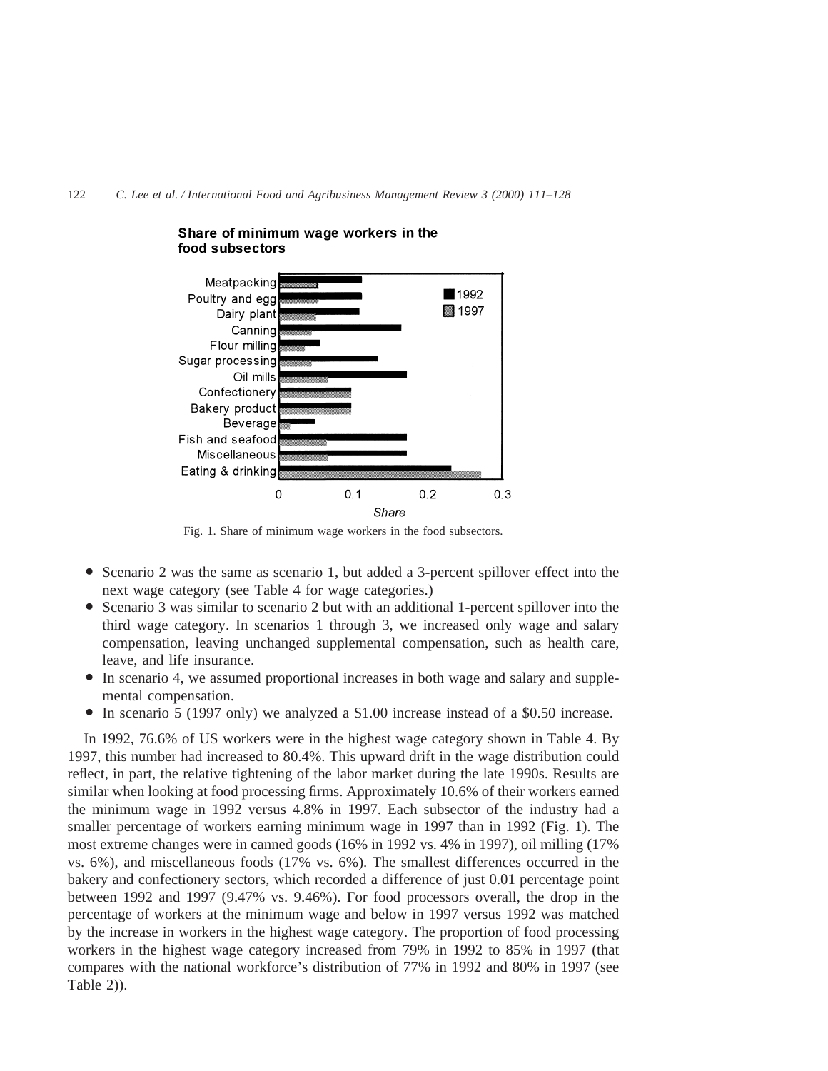**Share of minimum wage workers in the food subsectors**

Fig. 1. Share of minimum wage workers in the food subsectors.

- Scenario 2 was the same as scenario 1, but added a 3-percent spillover effect into the next wage category (see Table 4 for wage categories.)
- Scenario 3 was similar to scenario 2 but with an additional 1-percent spillover into the third wage category. In scenarios 1 through 3, we increased only wage and salary compensation, leaving unchanged supplemental compensation, such as health care, leave, and life insurance.
- In scenario 4, we assumed proportional increases in both wage and salary and supplemental compensation.
- In scenario 5 (1997 only) we analyzed a $1.00 increase instead of a $0.50 increase.

In 1992, 76.6% of US workers were in the highest wage category shown in Table 4. By 1997, this number had increased to 80.4%. This upward drift in the wage distribution could reflect, in part, the relative tightening of the labor market during the late 1990s. Results are similar when looking at food processing firms. Approximately 10.6% of their workers earned the minimum wage in 1992 versus 4.8% in 1997. Each subsector of the industry had a smaller percentage of workers earning minimum wage in 1997 than in 1992 (Fig. 1). The most extreme changes were in canned goods (16% in 1992 vs. 4% in 1997), oil milling (17% vs. 6%), and miscellaneous foods (17% vs. 6%). The smallest differences occurred in the bakery and confectionery sectors, which recorded a difference of just 0.01 percentage point between 1992 and 1997 (9.47% vs. 9.46%). For food processors overall, the drop in the percentage of workers at the minimum wage and below in 1997 versus 1992 was matched by the increase in workers in the highest wage category. The proportion of food processing workers in the highest wage category increased from 79% in 1992 to 85% in 1997 (that compares with the national workforce's distribution of 77% in 1992 and 80% in 1997 (see Table 2)).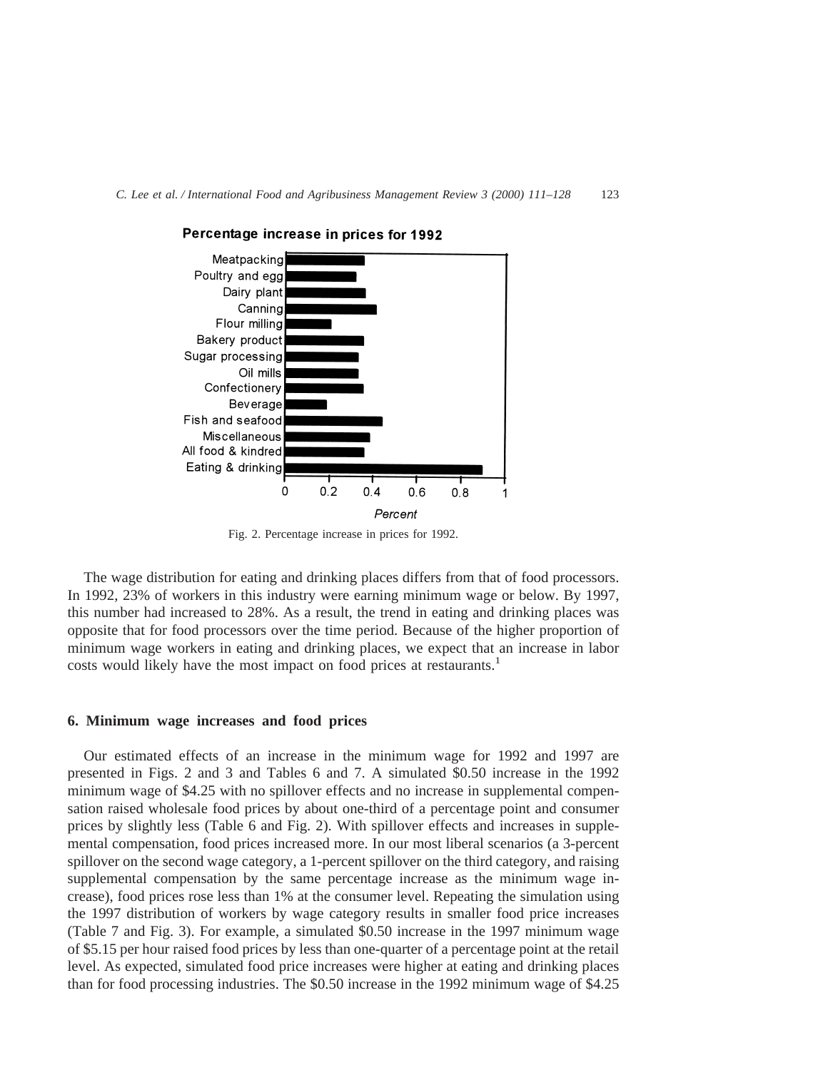Fig. 2. Percentage increase in prices for 1992.

The wage distribution for eating and drinking places differs from that of food processors. In 1992, 23% of workers in this industry were earning minimum wage or below. By 1997, this number had increased to 28%. As a result, the trend in eating and drinking places was opposite that for food processors over the time period. Because of the higher proportion of minimum wage workers in eating and drinking places, we expect that an increase in labor costs would likely have the most impact on food prices at restaurants.[1]

## 6. Minimum wage increases and food prices

Our estimated effects of an increase in the minimum wage for 1992 and 1997 are presented in Figs. 2 and 3 and Tables 6 and 7. A simulated \$0.50 increase in the 1992 minimum wage of \$4.25 with no spillover effects and no increase in supplemental compensation raised wholesale food prices by about one-third of a percentage point and consumer prices by slightly less (Table 6 and Fig. 2). With spillover effects and increases in supplemental compensation, food prices increased more. In our most liberal scenarios (a 3-percent spillover on the second wage category, a 1-percent spillover on the third category, and raising supplemental compensation by the same percentage increase as the minimum wage increase), food prices rose less than 1% at the consumer level. Repeating the simulation using the 1997 distribution of workers by wage category results in smaller food price increases (Table 7 and Fig. 3). For example, a simulated \$0.50 increase in the 1997 minimum wage of \$5.15 per hour raised food prices by less than one-quarter of a percentage point at the retail level. As expected, simulated food price increases were higher at eating and drinking places than for food processing industries. The \$0.50 increase in the 1992 minimum wage of \$4.25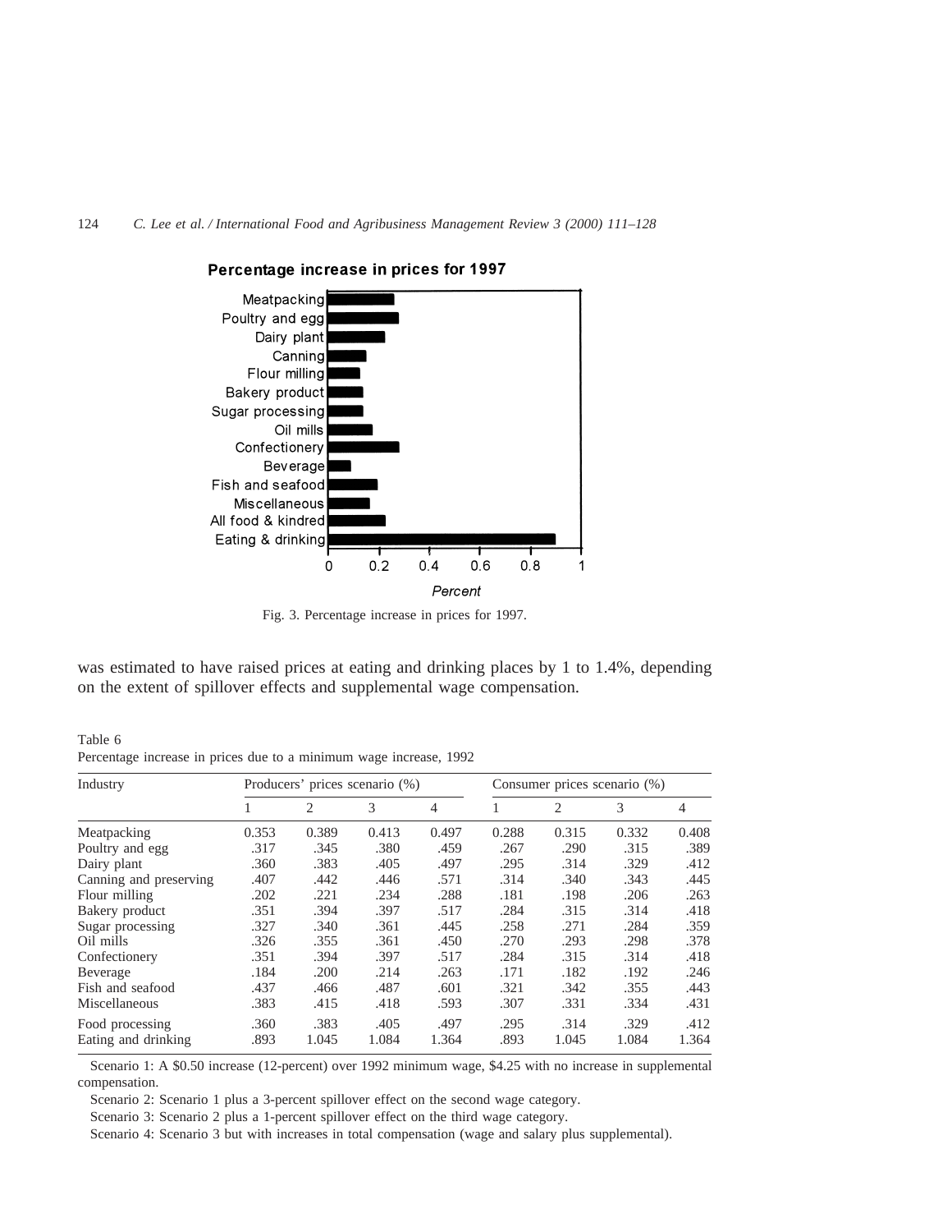Fig. 3. Percentage increase in prices for 1997.

was estimated to have raised prices at eating and drinking places by 1 to 1.4%, depending on the extent of spillover effects and supplemental wage compensation.

Table 6
Percentage increase in prices due to a minimum wage increase, 1992

| Industry | Producers' prices scenario (%) | | | | Consumer prices scenario (%) | | | |
|---|---|---|---|---|---|---|---|---|
| | 1 | 2 | 3 | 4 | 1 | 2 | 3 | 4 |
| Meatpacking | 0.353 | 0.389 | 0.413 | 0.497 | 0.288 | 0.315 | 0.332 | 0.408 |
| Poultry and egg | .317 | .345 | .380 | .459 | .267 | .290 | .315 | .389 |
| Dairy plant | .360 | .383 | .405 | .497 | .295 | .314 | .329 | .412 |
| Canning and preserving | .407 | .442 | .446 | .571 | .314 | .340 | .343 | .445 |
| Flour milling | .202 | .221 | .234 | .288 | .181 | .198 | .206 | .263 |
| Bakery product | .351 | .394 | .397 | .517 | .284 | .315 | .314 | .418 |
| Sugar processing | .327 | .340 | .361 | .445 | .258 | .271 | .284 | .359 |
| Oil mills | .326 | .355 | .361 | .450 | .270 | .293 | .298 | .378 |
| Confectionery | .351 | .394 | .397 | .517 | .284 | .315 | .314 | .418 |
| Beverage | .184 | .200 | .214 | .263 | .171 | .182 | .192 | .246 |
| Fish and seafood | .437 | .466 | .487 | .601 | .321 | .342 | .355 | .443 |
| Miscellaneous | .383 | .415 | .418 | .593 | .307 | .331 | .334 | .431 |
| Food processing | .360 | .383 | .405 | .497 | .295 | .314 | .329 | .412 |
| Eating and drinking | .893 | 1.045 | 1.084 | 1.364 | .893 | 1.045 | 1.084 | 1.364 |

Scenario 1: A $0.50 increase (12-percent) over 1992 minimum wage, $4.25 with no increase in supplemental compensation.

Scenario 2: Scenario 1 plus a 3-percent spillover effect on the second wage category.

Scenario 3: Scenario 2 plus a 1-percent spillover effect on the third wage category.

Scenario 4: Scenario 3 but with increases in total compensation (wage and salary plus supplemental).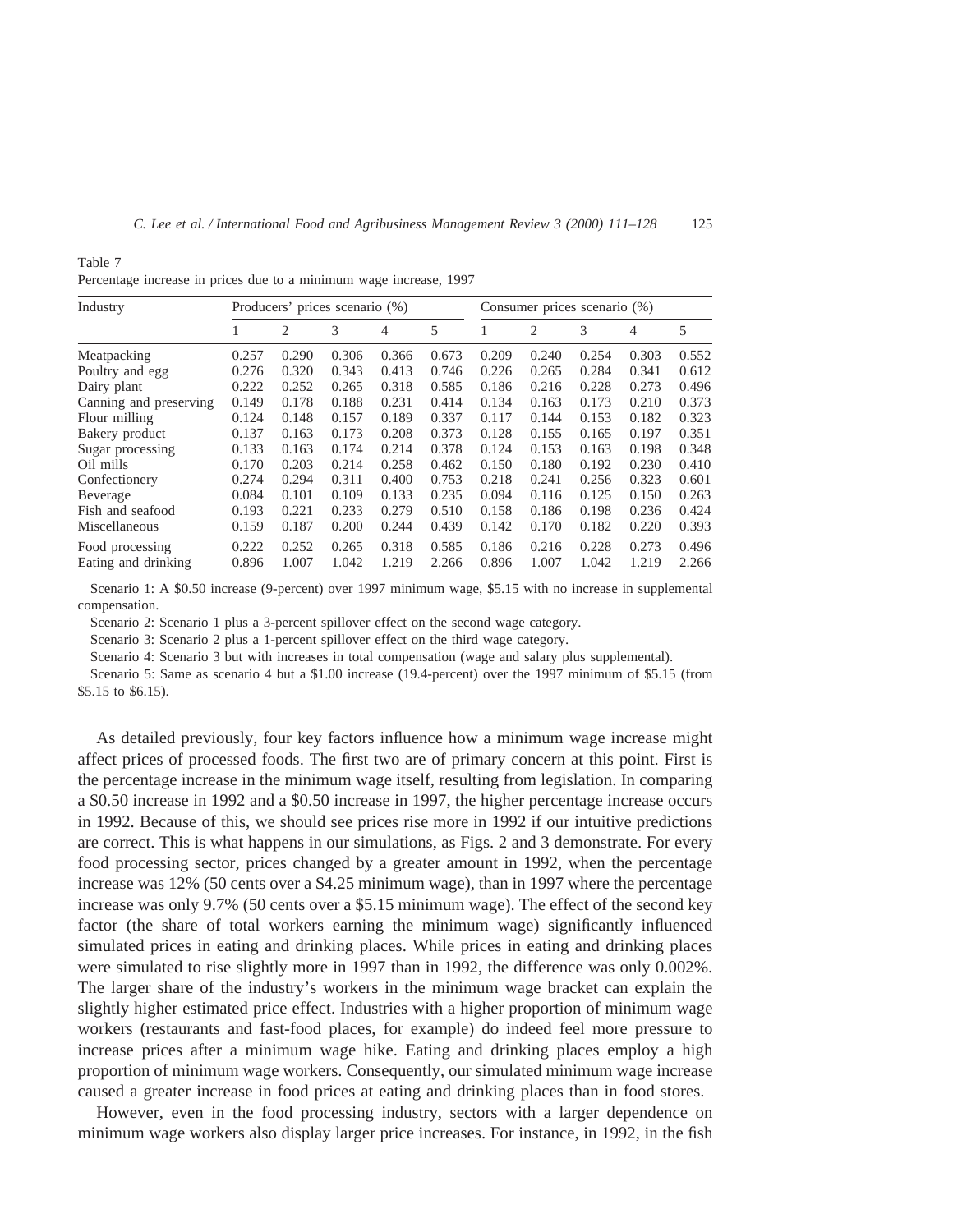Table 7
Percentage increase in prices due to a minimum wage increase, 1997

| Industry | Producers' prices scenario (%) | | | | | Consumer prices scenario (%) | | | | |
|---|---|---|---|---|---|---|---|---|---|---|
| | 1 | 2 | 3 | 4 | 5 | 1 | 2 | 3 | 4 | 5 |
| Meatpacking | 0.257 | 0.290 | 0.306 | 0.366 | 0.673 | 0.209 | 0.240 | 0.254 | 0.303 | 0.552 |
| Poultry and egg | 0.276 | 0.320 | 0.343 | 0.413 | 0.746 | 0.226 | 0.265 | 0.284 | 0.341 | 0.612 |
| Dairy plant | 0.222 | 0.252 | 0.265 | 0.318 | 0.585 | 0.186 | 0.216 | 0.228 | 0.273 | 0.496 |
| Canning and preserving | 0.149 | 0.178 | 0.188 | 0.231 | 0.414 | 0.134 | 0.163 | 0.173 | 0.210 | 0.373 |
| Flour milling | 0.124 | 0.148 | 0.157 | 0.189 | 0.337 | 0.117 | 0.144 | 0.153 | 0.182 | 0.323 |
| Bakery product | 0.137 | 0.163 | 0.173 | 0.208 | 0.373 | 0.128 | 0.155 | 0.165 | 0.197 | 0.351 |
| Sugar processing | 0.133 | 0.163 | 0.174 | 0.214 | 0.378 | 0.124 | 0.153 | 0.163 | 0.198 | 0.348 |
| Oil mills | 0.170 | 0.203 | 0.214 | 0.258 | 0.462 | 0.150 | 0.180 | 0.192 | 0.230 | 0.410 |
| Confectionery | 0.274 | 0.294 | 0.311 | 0.400 | 0.753 | 0.218 | 0.241 | 0.256 | 0.323 | 0.601 |
| Beverage | 0.084 | 0.101 | 0.109 | 0.133 | 0.235 | 0.094 | 0.116 | 0.125 | 0.150 | 0.263 |
| Fish and seafood | 0.193 | 0.221 | 0.233 | 0.279 | 0.510 | 0.158 | 0.186 | 0.198 | 0.236 | 0.424 |
| Miscellaneous | 0.159 | 0.187 | 0.200 | 0.244 | 0.439 | 0.142 | 0.170 | 0.182 | 0.220 | 0.393 |
| Food processing | 0.222 | 0.252 | 0.265 | 0.318 | 0.585 | 0.186 | 0.216 | 0.228 | 0.273 | 0.496 |
| Eating and drinking | 0.896 | 1.007 | 1.042 | 1.219 | 2.266 | 0.896 | 1.007 | 1.042 | 1.219 | 2.266 |

Scenario 1: A \$0.50 increase (9-percent) over 1997 minimum wage, \$5.15 with no increase in supplemental compensation.

Scenario 2: Scenario 1 plus a 3-percent spillover effect on the second wage category.

Scenario 3: Scenario 2 plus a 1-percent spillover effect on the third wage category.

Scenario 4: Scenario 3 but with increases in total compensation (wage and salary plus supplemental).

Scenario 5: Same as scenario 4 but a \$1.00 increase (19.4-percent) over the 1997 minimum of \$5.15 (from \$5.15 to \$6.15).

As detailed previously, four key factors influence how a minimum wage increase might affect prices of processed foods. The first two are of primary concern at this point. First is the percentage increase in the minimum wage itself, resulting from legislation. In comparing a \$0.50 increase in 1992 and a \$0.50 increase in 1997, the higher percentage increase occurs in 1992. Because of this, we should see prices rise more in 1992 if our intuitive predictions are correct. This is what happens in our simulations, as Figs. 2 and 3 demonstrate. For every food processing sector, prices changed by a greater amount in 1992, when the percentage increase was 12% (50 cents over a \$4.25 minimum wage), than in 1997 where the percentage increase was only 9.7% (50 cents over a \$5.15 minimum wage). The effect of the second key factor (the share of total workers earning the minimum wage) significantly influenced simulated prices in eating and drinking places. While prices in eating and drinking places were simulated to rise slightly more in 1997 than in 1992, the difference was only 0.002%. The larger share of the industry's workers in the minimum wage bracket can explain the slightly higher estimated price effect. Industries with a higher proportion of minimum wage workers (restaurants and fast-food places, for example) do indeed feel more pressure to increase prices after a minimum wage hike. Eating and drinking places employ a high proportion of minimum wage workers. Consequently, our simulated minimum wage increase caused a greater increase in food prices at eating and drinking places than in food stores.

However, even in the food processing industry, sectors with a larger dependence on minimum wage workers also display larger price increases. For instance, in 1992, in the fish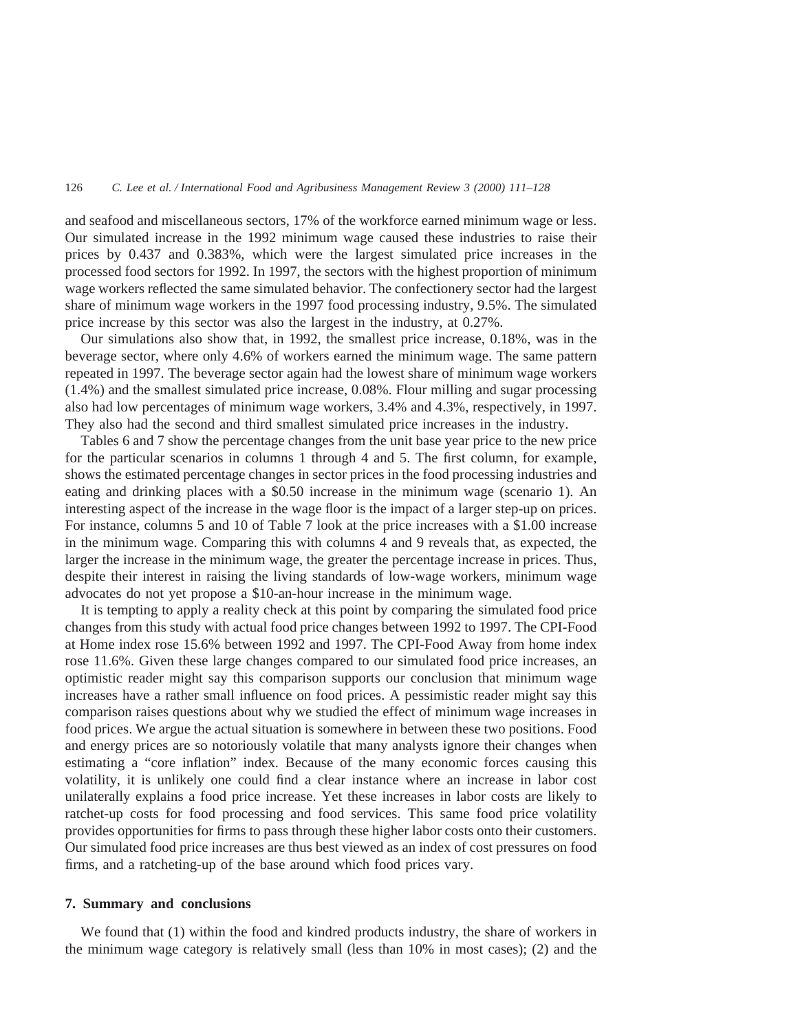and seafood and miscellaneous sectors, 17% of the workforce earned minimum wage or less. Our simulated increase in the 1992 minimum wage caused these industries to raise their prices by 0.437 and 0.383%, which were the largest simulated price increases in the processed food sectors for 1992. In 1997, the sectors with the highest proportion of minimum wage workers reflected the same simulated behavior. The confectionery sector had the largest share of minimum wage workers in the 1997 food processing industry, 9.5%. The simulated price increase by this sector was also the largest in the industry, at 0.27%.

Our simulations also show that, in 1992, the smallest price increase, 0.18%, was in the beverage sector, where only 4.6% of workers earned the minimum wage. The same pattern repeated in 1997. The beverage sector again had the lowest share of minimum wage workers (1.4%) and the smallest simulated price increase, 0.08%. Flour milling and sugar processing also had low percentages of minimum wage workers, 3.4% and 4.3%, respectively, in 1997. They also had the second and third smallest simulated price increases in the industry.

Tables 6 and 7 show the percentage changes from the unit base year price to the new price for the particular scenarios in columns 1 through 4 and 5. The first column, for example, shows the estimated percentage changes in sector prices in the food processing industries and eating and drinking places with a \$0.50 increase in the minimum wage (scenario 1). An interesting aspect of the increase in the wage floor is the impact of a larger step-up on prices. For instance, columns 5 and 10 of Table 7 look at the price increases with a \$1.00 increase in the minimum wage. Comparing this with columns 4 and 9 reveals that, as expected, the larger the increase in the minimum wage, the greater the percentage increase in prices. Thus, despite their interest in raising the living standards of low-wage workers, minimum wage advocates do not yet propose a \$10-an-hour increase in the minimum wage.

It is tempting to apply a reality check at this point by comparing the simulated food price changes from this study with actual food price changes between 1992 to 1997. The CPI-Food at Home index rose 15.6% between 1992 and 1997. The CPI-Food Away from home index rose 11.6%. Given these large changes compared to our simulated food price increases, an optimistic reader might say this comparison supports our conclusion that minimum wage increases have a rather small influence on food prices. A pessimistic reader might say this comparison raises questions about why we studied the effect of minimum wage increases in food prices. We argue the actual situation is somewhere in between these two positions. Food and energy prices are so notoriously volatile that many analysts ignore their changes when estimating a "core inflation" index. Because of the many economic forces causing this volatility, it is unlikely one could find a clear instance where an increase in labor cost unilaterally explains a food price increase. Yet these increases in labor costs are likely to ratchet-up costs for food processing and food services. This same food price volatility provides opportunities for firms to pass through these higher labor costs onto their customers. Our simulated food price increases are thus best viewed as an index of cost pressures on food firms, and a ratcheting-up of the base around which food prices vary.

## 7. Summary and conclusions

We found that (1) within the food and kindred products industry, the share of workers in the minimum wage category is relatively small (less than 10% in most cases); (2) and the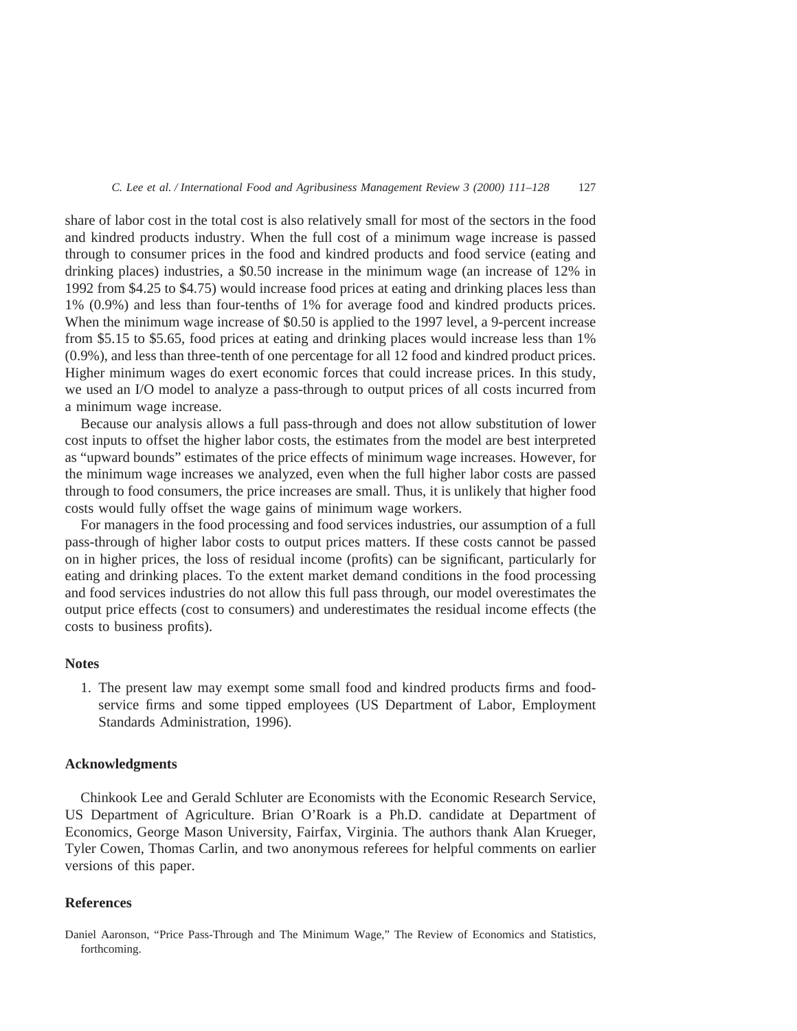share of labor cost in the total cost is also relatively small for most of the sectors in the food and kindred products industry. When the full cost of a minimum wage increase is passed through to consumer prices in the food and kindred products and food service (eating and drinking places) industries, a $0.50 increase in the minimum wage (an increase of 12% in 1992 from $4.25 to $4.75) would increase food prices at eating and drinking places less than 1% (0.9%) and less than four-tenths of 1% for average food and kindred products prices. When the minimum wage increase of $0.50 is applied to the 1997 level, a 9-percent increase from $5.15 to $5.65, food prices at eating and drinking places would increase less than 1% (0.9%), and less than three-tenth of one percentage for all 12 food and kindred product prices. Higher minimum wages do exert economic forces that could increase prices. In this study, we used an I/O model to analyze a pass-through to output prices of all costs incurred from a minimum wage increase.

Because our analysis allows a full pass-through and does not allow substitution of lower cost inputs to offset the higher labor costs, the estimates from the model are best interpreted as "upward bounds" estimates of the price effects of minimum wage increases. However, for the minimum wage increases we analyzed, even when the full higher labor costs are passed through to food consumers, the price increases are small. Thus, it is unlikely that higher food costs would fully offset the wage gains of minimum wage workers.

For managers in the food processing and food services industries, our assumption of a full pass-through of higher labor costs to output prices matters. If these costs cannot be passed on in higher prices, the loss of residual income (profits) can be significant, particularly for eating and drinking places. To the extent market demand conditions in the food processing and food services industries do not allow this full pass through, our model overestimates the output price effects (cost to consumers) and underestimates the residual income effects (the costs to business profits).

## Notes

1. The present law may exempt some small food and kindred products firms and food-service firms and some tipped employees (US Department of Labor, Employment Standards Administration, 1996).

## Acknowledgments

Chinkook Lee and Gerald Schluter are Economists with the Economic Research Service, US Department of Agriculture. Brian O'Roark is a Ph.D. candidate at Department of Economics, George Mason University, Fairfax, Virginia. The authors thank Alan Krueger, Tyler Cowen, Thomas Carlin, and two anonymous referees for helpful comments on earlier versions of this paper.

## References

Daniel Aaronson, "Price Pass-Through and The Minimum Wage," The Review of Economics and Statistics, forthcoming.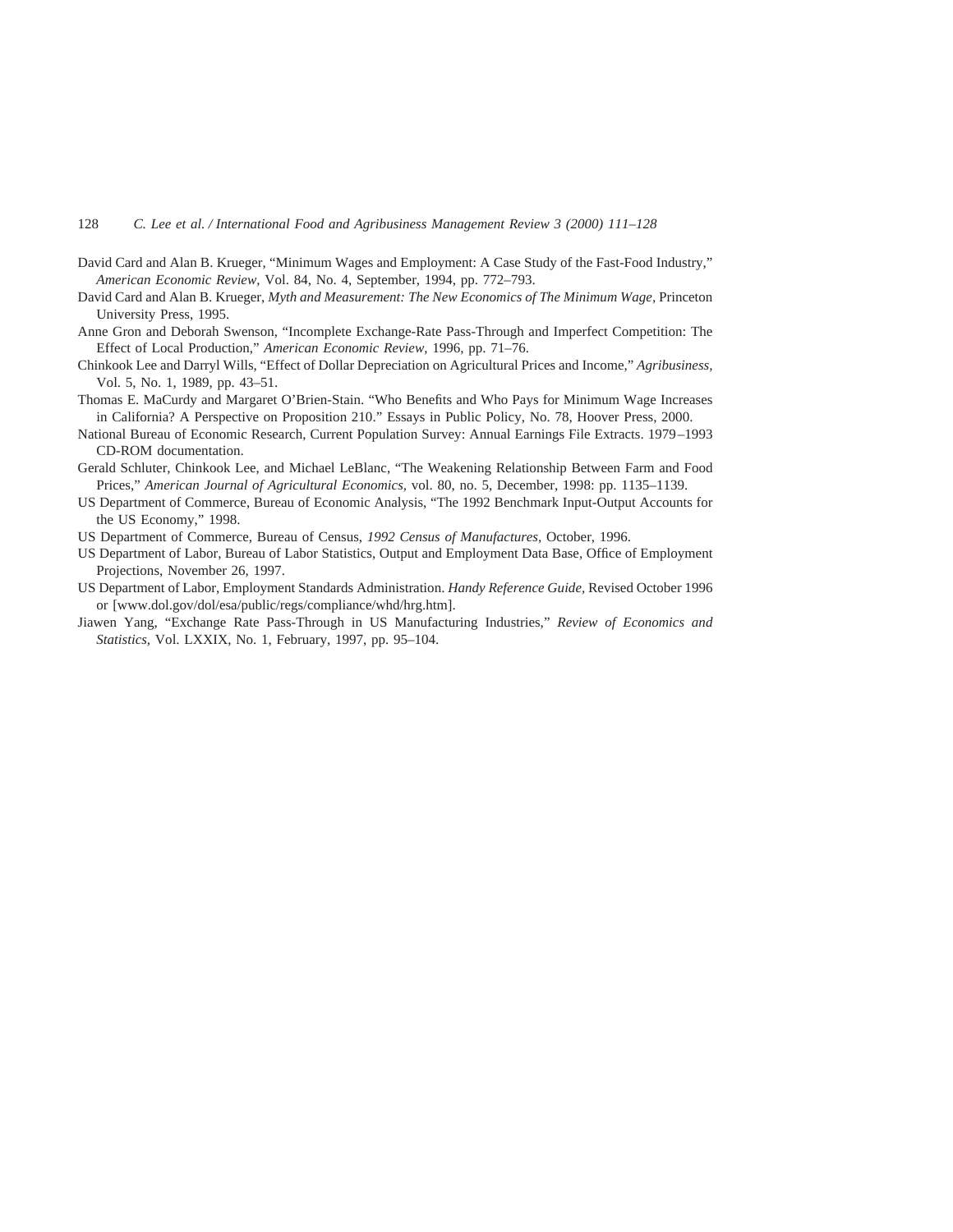David Card and Alan B. Krueger, “Minimum Wages and Employment: A Case Study of the Fast-Food Industry,” *American Economic Review*, Vol. 84, No. 4, September, 1994, pp. 772–793.

David Card and Alan B. Krueger, *Myth and Measurement: The New Economics of The Minimum Wage*, Princeton University Press, 1995.

Anne Gron and Deborah Swenson, “Incomplete Exchange-Rate Pass-Through and Imperfect Competition: The Effect of Local Production,” *American Economic Review*, 1996, pp. 71–76.

Chinkook Lee and Darryl Wills, “Effect of Dollar Depreciation on Agricultural Prices and Income,” *Agribusiness*, Vol. 5, No. 1, 1989, pp. 43–51.

Thomas E. MaCurdy and Margaret O’Brien-Stain. “Who Benefits and Who Pays for Minimum Wage Increases in California? A Perspective on Proposition 210.” Essays in Public Policy, No. 78, Hoover Press, 2000.

National Bureau of Economic Research, Current Population Survey: Annual Earnings File Extracts. 1979–1993 CD-ROM documentation.

Gerald Schluter, Chinkook Lee, and Michael LeBlanc, “The Weakening Relationship Between Farm and Food Prices,” *American Journal of Agricultural Economics*, vol. 80, no. 5, December, 1998: pp. 1135–1139.

US Department of Commerce, Bureau of Economic Analysis, “The 1992 Benchmark Input-Output Accounts for the US Economy,” 1998.

US Department of Commerce, Bureau of Census, *1992 Census of Manufactures*, October, 1996.

US Department of Labor, Bureau of Labor Statistics, Output and Employment Data Base, Office of Employment Projections, November 26, 1997.

US Department of Labor, Employment Standards Administration. *Handy Reference Guide*, Revised October 1996 or [www.dol.gov/dol/esa/public/regs/compliance/whd/hrg.htm].

Jiawen Yang, “Exchange Rate Pass-Through in US Manufacturing Industries,” *Review of Economics and Statistics*, Vol. LXXIX, No. 1, February, 1997, pp. 95–104.